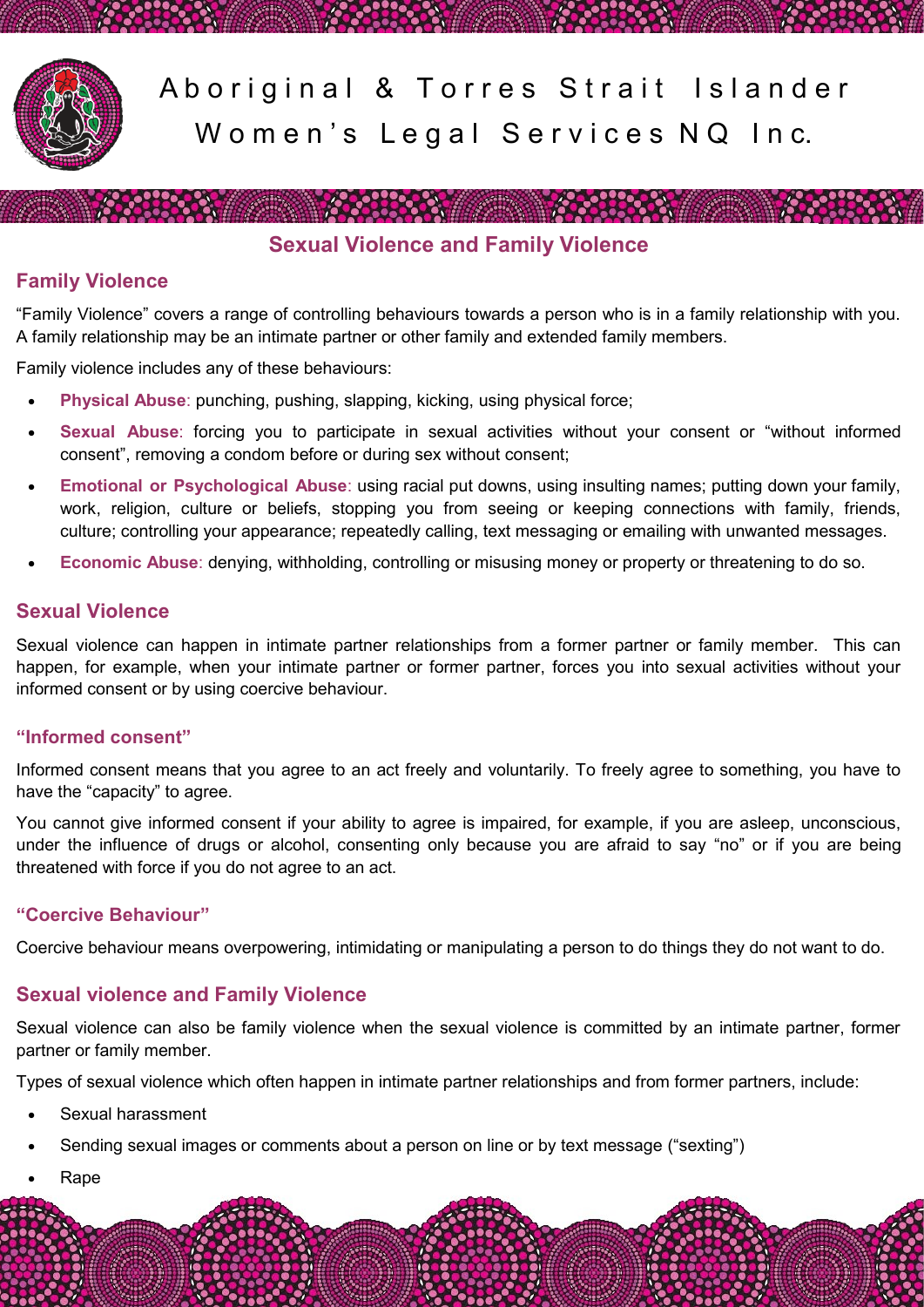# Aboriginal & Torres Strait Islander Women's Legal Services NQ Inc.

## Sexual Violence and Family Violence

### Family Violence

"Family Violence" covers a range of controlling behaviours towards a person who is in a family relationship with you. A family relationship may be an intimate partner or other family and extended family members.

Family violence includes any of these behaviours:

- **Physical Abuse**: punching, pushing, slapping, kicking, using physical force;
- **Sexual Abuse**: forcing you to participate in sexual activities without your consent or "without informed consent", removing a condom before or during sex without consent;
- **Emotional or Psychological Abuse**: using racial put downs, using insulting names; putting down your family, work, religion, culture or beliefs, stopping you from seeing or keeping connections with family, friends, culture; controlling your appearance; repeatedly calling, text messaging or emailing with unwanted messages.
- **Economic Abuse**: denying, withholding, controlling or misusing money or property or threatening to do so.

### Sexual Violence

Sexual violence can happen in intimate partner relationships from a former partner or family member. This can happen, for example, when your intimate partner or former partner, forces you into sexual activities without your informed consent or by using coercive behaviour.

#### "Informed consent"

Informed consent means that you agree to an act freely and voluntarily. To freely agree to something, you have to have the "capacity" to agree.

You cannot give informed consent if your ability to agree is impaired, for example, if you are asleep, unconscious, under the influence of drugs or alcohol, consenting only because you are afraid to say "no" or if you are being threatened with force if you do not agree to an act.

#### "Coercive Behaviour"

Coercive behaviour means overpowering, intimidating or manipulating a person to do things they do not want to do.

### Sexual violence and Family Violence

Sexual violence can also be family violence when the sexual violence is committed by an intimate partner, former partner or family member.

Types of sexual violence which often happen in intimate partner relationships and from former partners, include:

- Sexual harassment
- Sending sexual images or comments about a person on line or by text message ("sexting")
- Rape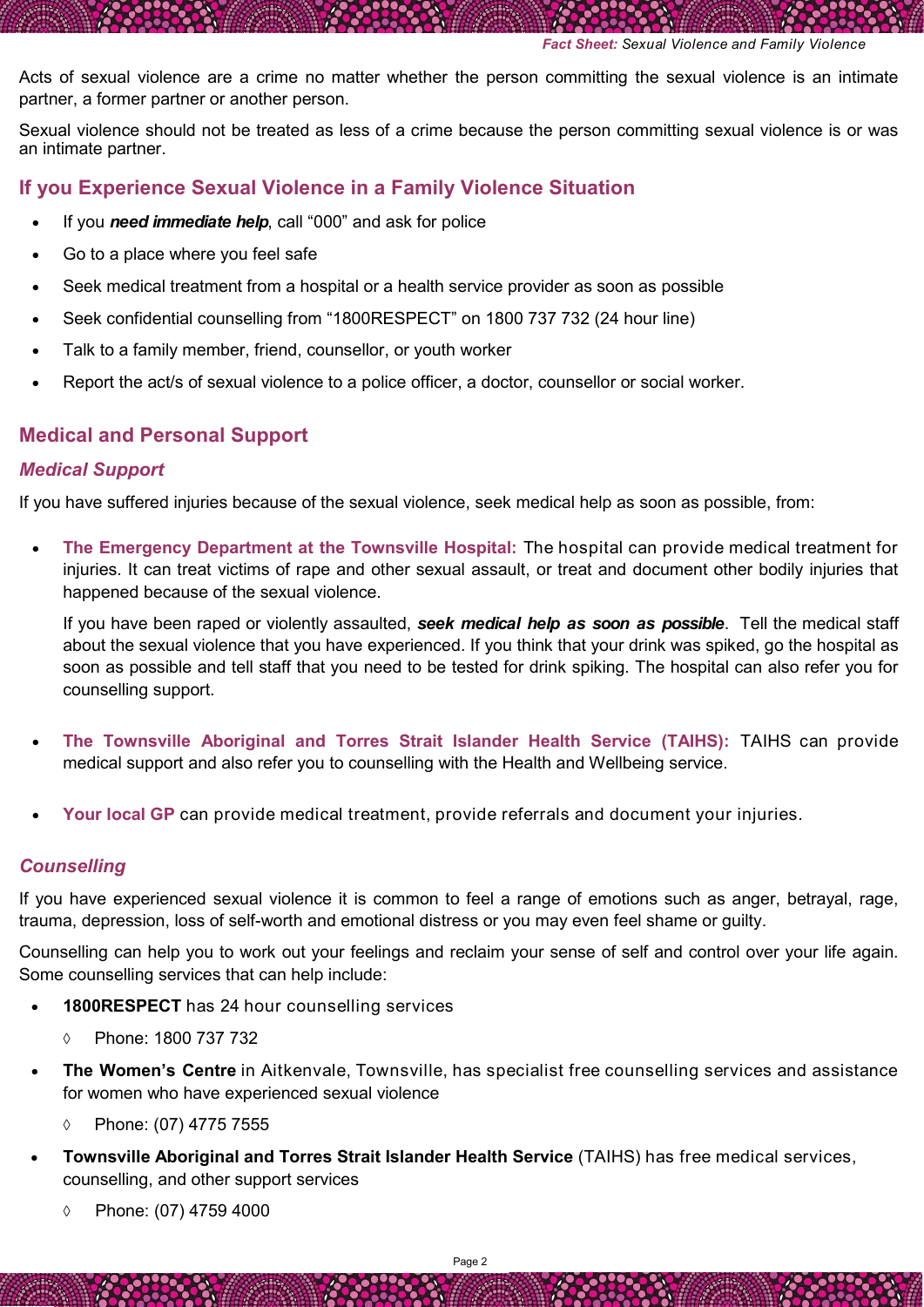Acts of sexual violence are a crime no matter whether the person committing the sexual violence is an intimate partner, a former partner or another person.

Sexual violence should not be treated as less of a crime because the person committing sexual violence is or was an intimate partner.

## If you Experience Sexual Violence in a Family Violence Situation

- If you ***need immediate help***, call "000" and ask for police
- Go to a place where you feel safe
- Seek medical treatment from a hospital or a health service provider as soon as possible
- Seek confidential counselling from "1800RESPECT" on 1800 737 732 (24 hour line)
- Talk to a family member, friend, counsellor, or youth worker
- Report the act/s of sexual violence to a police officer, a doctor, counsellor or social worker.

## Medical and Personal Support

### *Medical Support*

If you have suffered injuries because of the sexual violence, seek medical help as soon as possible, from:

- **The Emergency Department at the Townsville Hospital:** The hospital can provide medical treatment for injuries. It can treat victims of rape and other sexual assault, or treat and document other bodily injuries that happened because of the sexual violence.

  If you have been raped or violently assaulted, ***seek medical help as soon as possible***. Tell the medical staff about the sexual violence that you have experienced. If you think that your drink was spiked, go the hospital as soon as possible and tell staff that you need to be tested for drink spiking. The hospital can also refer you for counselling support.

- **The Townsville Aboriginal and Torres Strait Islander Health Service (TAIHS):** TAIHS can provide medical support and also refer you to counselling with the Health and Wellbeing service.

- **Your local GP** can provide medical treatment, provide referrals and document your injuries.

### *Counselling*

If you have experienced sexual violence it is common to feel a range of emotions such as anger, betrayal, rage, trauma, depression, loss of self-worth and emotional distress or you may even feel shame or guilty.

Counselling can help you to work out your feelings and reclaim your sense of self and control over your life again. Some counselling services that can help include:

- **1800RESPECT** has 24 hour counselling services
  - Phone: 1800 737 732
- **The Women's Centre** in Aitkenvale, Townsville, has specialist free counselling services and assistance for women who have experienced sexual violence
  - Phone: (07) 4775 7555
- **Townsville Aboriginal and Torres Strait Islander Health Service** (TAIHS) has free medical services, counselling, and other support services
  - Phone: (07) 4759 4000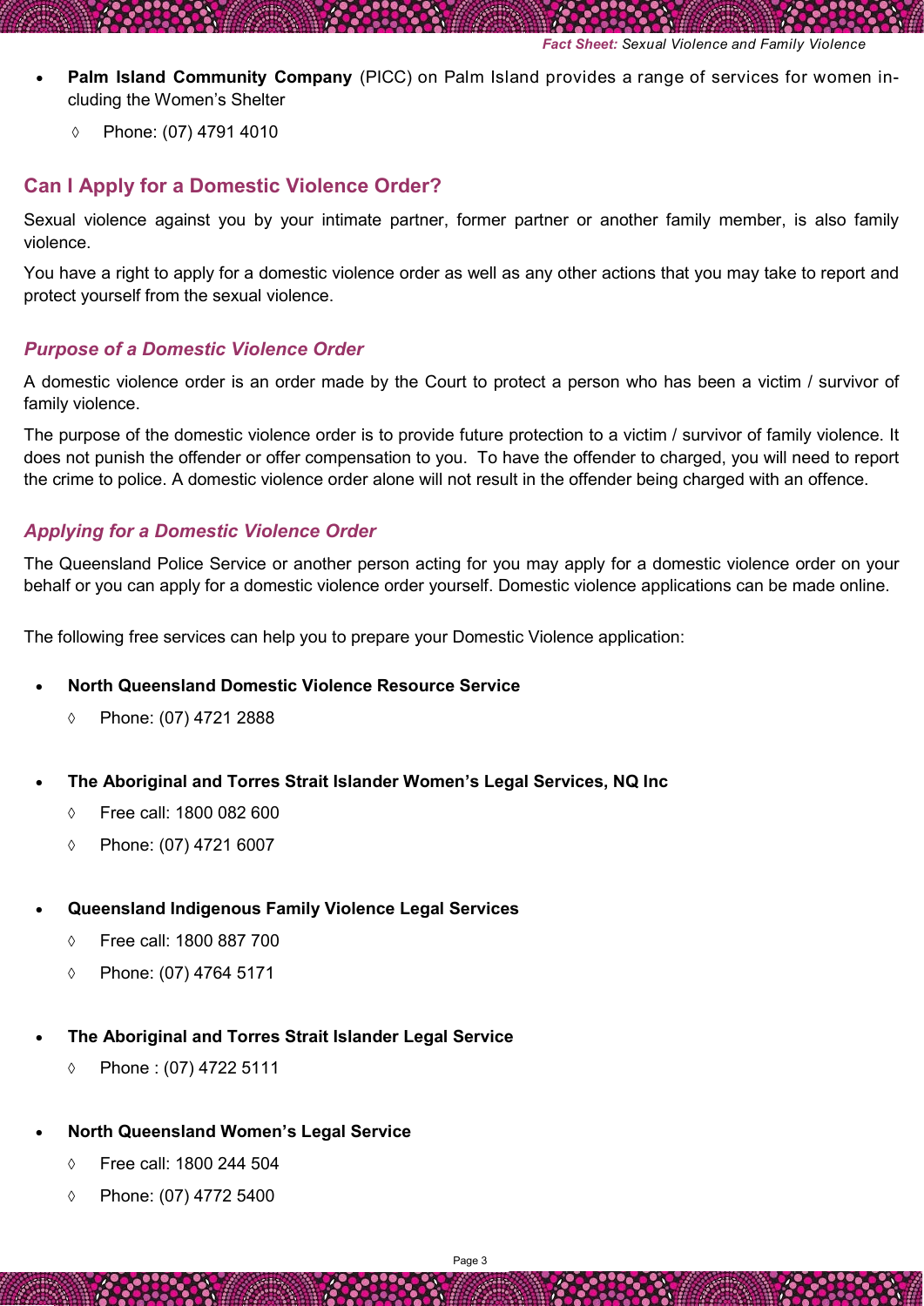- **Palm Island Community Company** (PICC) on Palm Island provides a range of services for women including the Women's Shelter
    - ◊ Phone: (07) 4791 4010

## Can I Apply for a Domestic Violence Order?

Sexual violence against you by your intimate partner, former partner or another family member, is also family violence.

You have a right to apply for a domestic violence order as well as any other actions that you may take to report and protect yourself from the sexual violence.

### *Purpose of a Domestic Violence Order*

A domestic violence order is an order made by the Court to protect a person who has been a victim / survivor of family violence.

The purpose of the domestic violence order is to provide future protection to a victim / survivor of family violence. It does not punish the offender or offer compensation to you. To have the offender to charged, you will need to report the crime to police. A domestic violence order alone will not result in the offender being charged with an offence.

### *Applying for a Domestic Violence Order*

The Queensland Police Service or another person acting for you may apply for a domestic violence order on your behalf or you can apply for a domestic violence order yourself. Domestic violence applications can be made online.

The following free services can help you to prepare your Domestic Violence application:

- **North Queensland Domestic Violence Resource Service**
    - ◊ Phone: (07) 4721 2888

- **The Aboriginal and Torres Strait Islander Women's Legal Services, NQ Inc**
    - ◊ Free call: 1800 082 600
    - ◊ Phone: (07) 4721 6007

- **Queensland Indigenous Family Violence Legal Services**
    - ◊ Free call: 1800 887 700
    - ◊ Phone: (07) 4764 5171

- **The Aboriginal and Torres Strait Islander Legal Service**
    - ◊ Phone : (07) 4722 5111

- **North Queensland Women's Legal Service**
    - ◊ Free call: 1800 244 504
    - ◊ Phone: (07) 4772 5400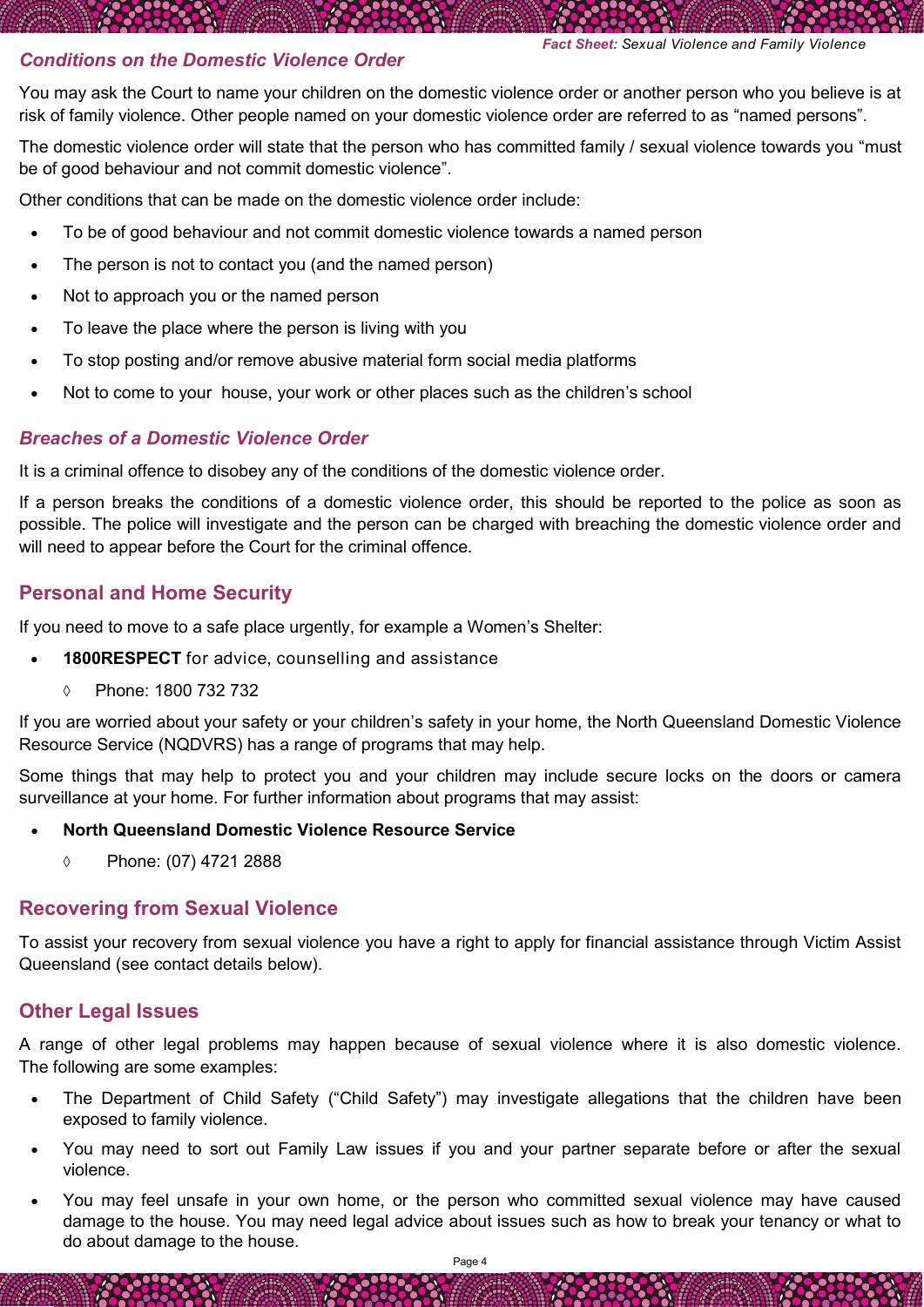### *Conditions on the Domestic Violence Order*

You may ask the Court to name your children on the domestic violence order or another person who you believe is at risk of family violence. Other people named on your domestic violence order are referred to as "named persons".

The domestic violence order will state that the person who has committed family / sexual violence towards you "must be of good behaviour and not commit domestic violence".

Other conditions that can be made on the domestic violence order include:

- To be of good behaviour and not commit domestic violence towards a named person
- The person is not to contact you (and the named person)
- Not to approach you or the named person
- To leave the place where the person is living with you
- To stop posting and/or remove abusive material form social media platforms
- Not to come to your house, your work or other places such as the children's school

### *Breaches of a Domestic Violence Order*

It is a criminal offence to disobey any of the conditions of the domestic violence order.

If a person breaks the conditions of a domestic violence order, this should be reported to the police as soon as possible. The police will investigate and the person can be charged with breaching the domestic violence order and will need to appear before the Court for the criminal offence.

## Personal and Home Security

If you need to move to a safe place urgently, for example a Women's Shelter:

- **1800RESPECT** for advice, counselling and assistance
  - ◊ Phone: 1800 732 732

If you are worried about your safety or your children's safety in your home, the North Queensland Domestic Violence Resource Service (NQDVRS) has a range of programs that may help.

Some things that may help to protect you and your children may include secure locks on the doors or camera surveillance at your home. For further information about programs that may assist:

- **North Queensland Domestic Violence Resource Service**
  - ◊ Phone: (07) 4721 2888

## Recovering from Sexual Violence

To assist your recovery from sexual violence you have a right to apply for financial assistance through Victim Assist Queensland (see contact details below).

## Other Legal Issues

A range of other legal problems may happen because of sexual violence where it is also domestic violence. The following are some examples:

- The Department of Child Safety ("Child Safety") may investigate allegations that the children have been exposed to family violence.
- You may need to sort out Family Law issues if you and your partner separate before or after the sexual violence.
- You may feel unsafe in your own home, or the person who committed sexual violence may have caused damage to the house. You may need legal advice about issues such as how to break your tenancy or what to do about damage to the house.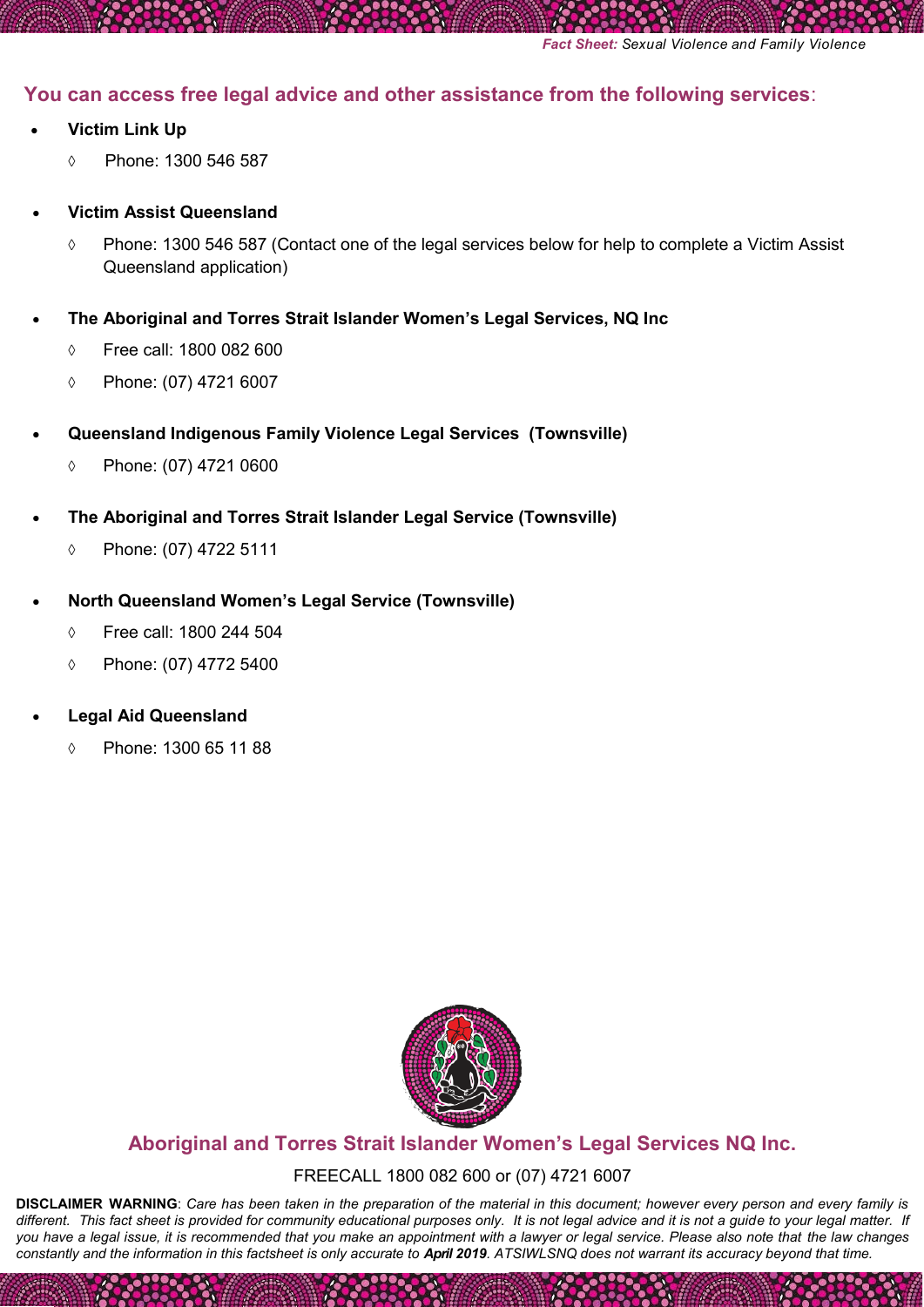## You can access free legal advice and other assistance from the following services:

- **Victim Link Up**
  - ◊ Phone: 1300 546 587
- **Victim Assist Queensland**
  - ◊ Phone: 1300 546 587 (Contact one of the legal services below for help to complete a Victim Assist Queensland application)
- **The Aboriginal and Torres Strait Islander Women's Legal Services, NQ Inc**
  - ◊ Free call: 1800 082 600
  - ◊ Phone: (07) 4721 6007
- **Queensland Indigenous Family Violence Legal Services (Townsville)**
  - ◊ Phone: (07) 4721 0600
- **The Aboriginal and Torres Strait Islander Legal Service (Townsville)**
  - ◊ Phone: (07) 4722 5111
- **North Queensland Women's Legal Service (Townsville)**
  - ◊ Free call: 1800 244 504
  - ◊ Phone: (07) 4772 5400
- **Legal Aid Queensland**
  - ◊ Phone: 1300 65 11 88

**Aboriginal and Torres Strait Islander Women's Legal Services NQ Inc.**

FREECALL 1800 082 600 or (07) 4721 6007

**DISCLAIMER WARNING**: *Care has been taken in the preparation of the material in this document; however every person and every family is different. This fact sheet is provided for community educational purposes only. It is not legal advice and it is not a guide to your legal matter. If you have a legal issue, it is recommended that you make an appointment with a lawyer or legal service. Please also note that the law changes constantly and the information in this factsheet is only accurate to* ***April 2019****. ATSIWLSNQ does not warrant its accuracy beyond that time.*